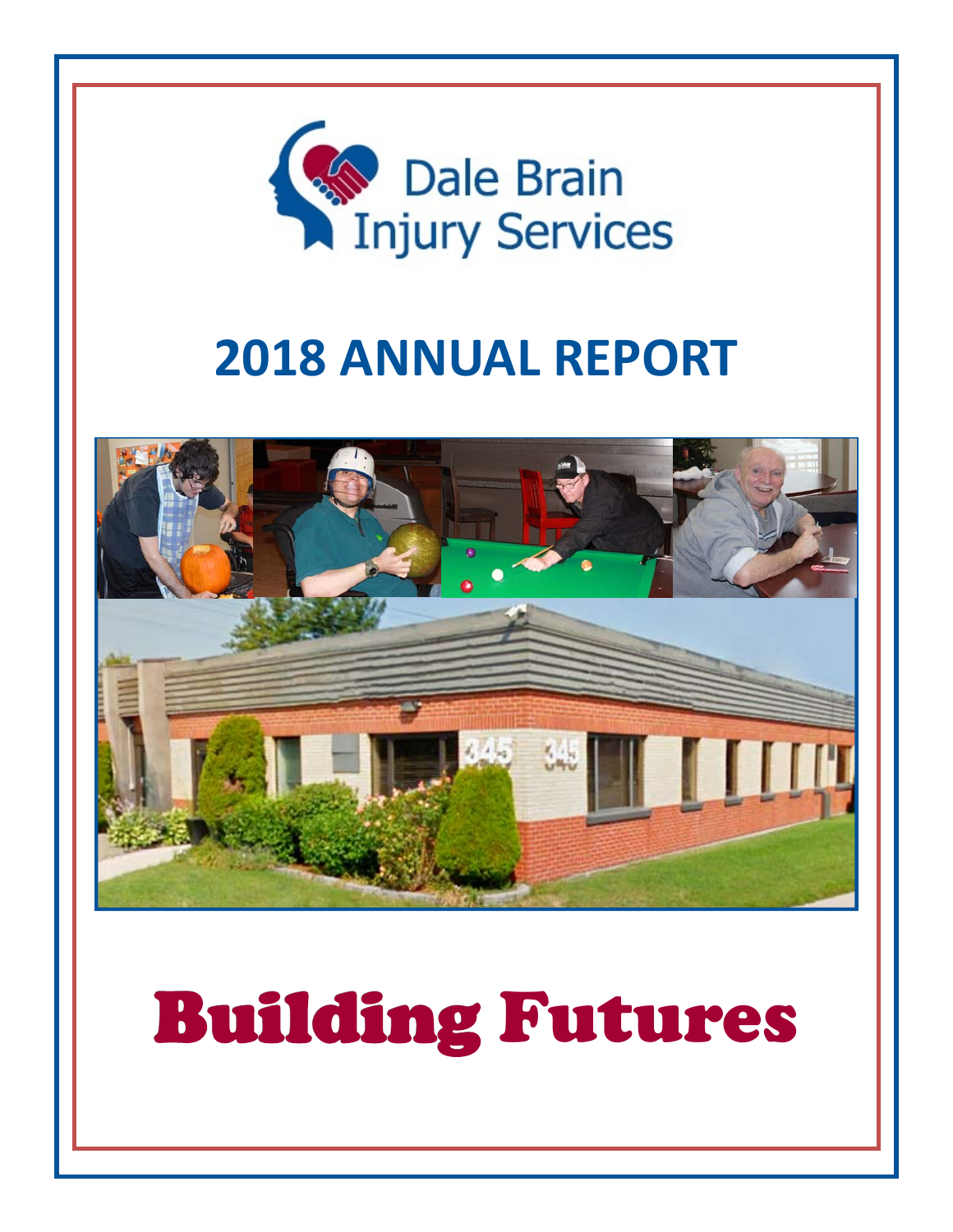Dale Brain Injury Services

# 2018 ANNUAL REPORT

# Building Futures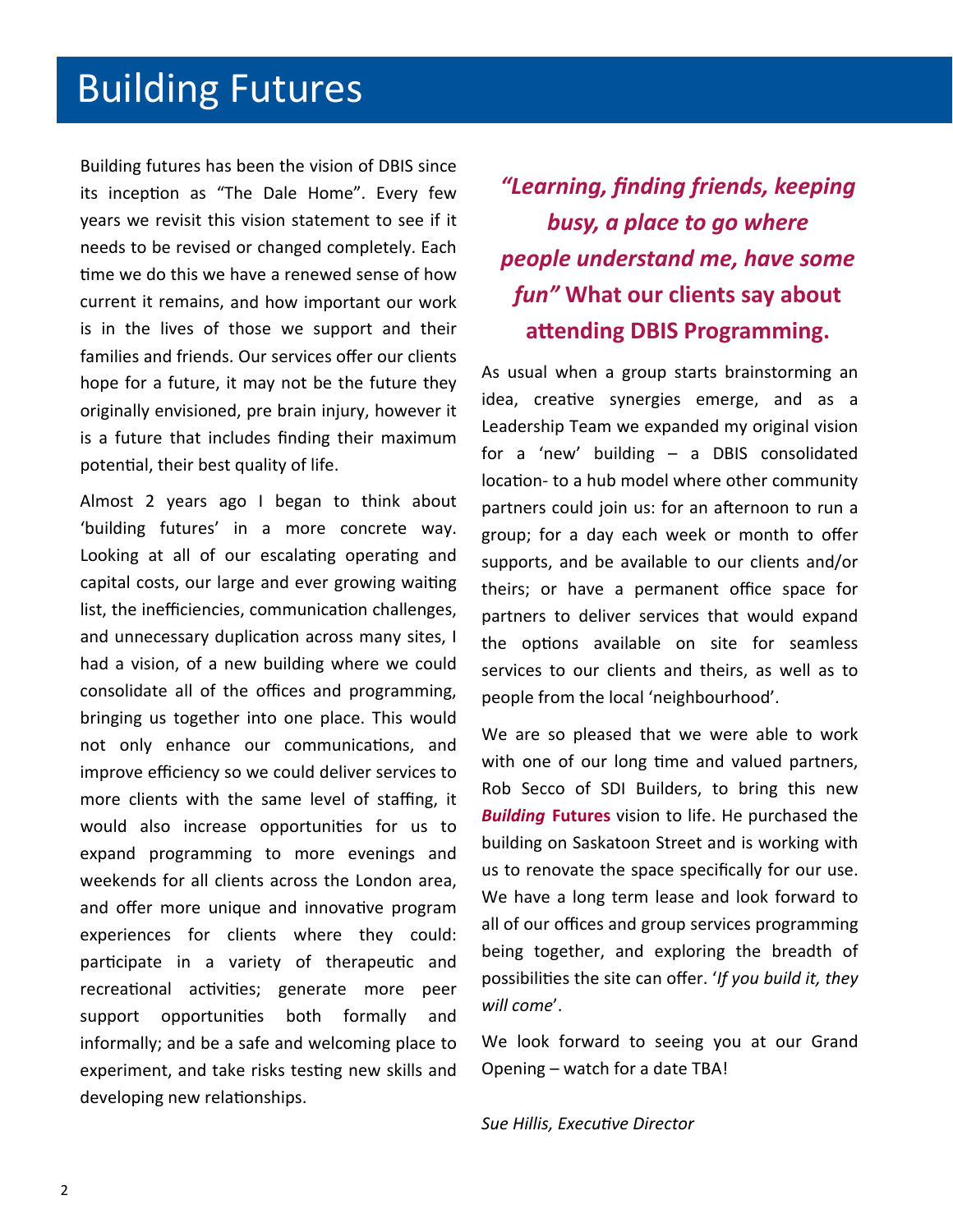# Building Futures

Building futures has been the vision of DBIS since its inception as "The Dale Home". Every few years we revisit this vision statement to see if it needs to be revised or changed completely. Each time we do this we have a renewed sense of how current it remains, and how important our work is in the lives of those we support and their families and friends. Our services offer our clients hope for a future, it may not be the future they originally envisioned, pre brain injury, however it is a future that includes finding their maximum potential, their best quality of life.

Almost 2 years ago I began to think about 'building futures' in a more concrete way. Looking at all of our escalating operating and capital costs, our large and ever growing waiting list, the inefficiencies, communication challenges, and unnecessary duplication across many sites, I had a vision, of a new building where we could consolidate all of the offices and programming, bringing us together into one place. This would not only enhance our communications, and improve efficiency so we could deliver services to more clients with the same level of staffing, it would also increase opportunities for us to expand programming to more evenings and weekends for all clients across the London area, and offer more unique and innovative program experiences for clients where they could: participate in a variety of therapeutic and recreational activities; generate more peer support opportunities both formally and informally; and be a safe and welcoming place to experiment, and take risks testing new skills and developing new relationships.

***"Learning, finding friends, keeping busy, a place to go where people understand me, have some fun"* What our clients say about attending DBIS Programming.**

As usual when a group starts brainstorming an idea, creative synergies emerge, and as a Leadership Team we expanded my original vision for a 'new' building – a DBIS consolidated location- to a hub model where other community partners could join us: for an afternoon to run a group; for a day each week or month to offer supports, and be available to our clients and/or theirs; or have a permanent office space for partners to deliver services that would expand the options available on site for seamless services to our clients and theirs, as well as to people from the local 'neighbourhood'.

We are so pleased that we were able to work with one of our long time and valued partners, Rob Secco of SDI Builders, to bring this new ***Building* Futures** vision to life. He purchased the building on Saskatoon Street and is working with us to renovate the space specifically for our use. We have a long term lease and look forward to all of our offices and group services programming being together, and exploring the breadth of possibilities the site can offer. '*If you build it, they will come*'.

We look forward to seeing you at our Grand Opening – watch for a date TBA!

*Sue Hillis, Executive Director*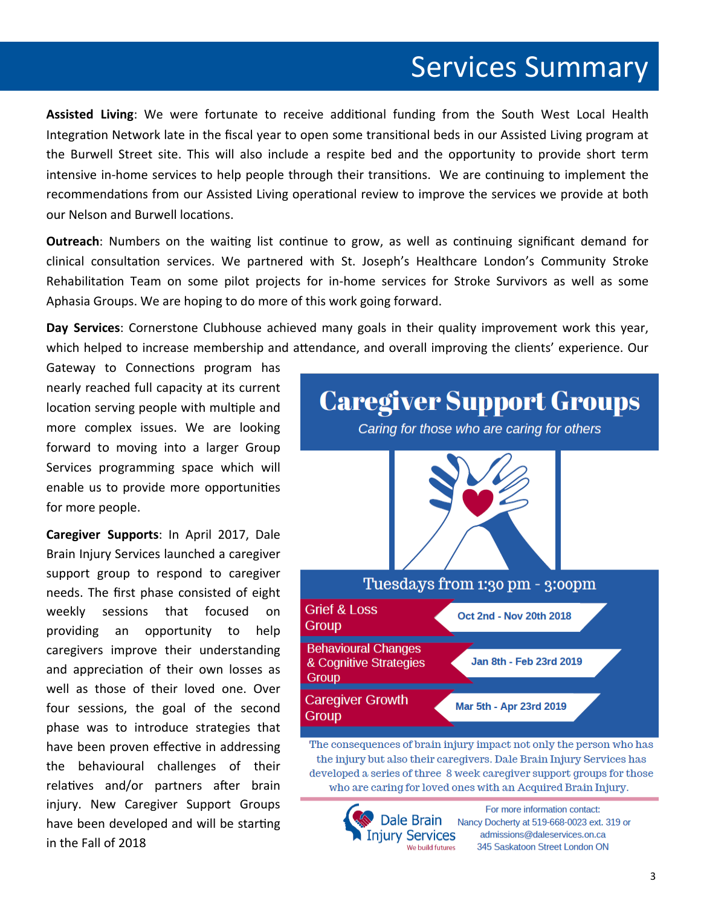# Services Summary

**Assisted Living**: We were fortunate to receive additional funding from the South West Local Health Integration Network late in the fiscal year to open some transitional beds in our Assisted Living program at the Burwell Street site. This will also include a respite bed and the opportunity to provide short term intensive in-home services to help people through their transitions. We are continuing to implement the recommendations from our Assisted Living operational review to improve the services we provide at both our Nelson and Burwell locations.

**Outreach**: Numbers on the waiting list continue to grow, as well as continuing significant demand for clinical consultation services. We partnered with St. Joseph's Healthcare London's Community Stroke Rehabilitation Team on some pilot projects for in-home services for Stroke Survivors as well as some Aphasia Groups. We are hoping to do more of this work going forward.

**Day Services**: Cornerstone Clubhouse achieved many goals in their quality improvement work this year, which helped to increase membership and attendance, and overall improving the clients' experience. Our Gateway to Connections program has nearly reached full capacity at its current location serving people with multiple and more complex issues. We are looking forward to moving into a larger Group Services programming space which will enable us to provide more opportunities for more people.

**Caregiver Supports**: In April 2017, Dale Brain Injury Services launched a caregiver support group to respond to caregiver needs. The first phase consisted of eight weekly sessions that focused on providing an opportunity to help caregivers improve their understanding and appreciation of their own losses as well as those of their loved one. Over four sessions, the goal of the second phase was to introduce strategies that have been proven effective in addressing the behavioural challenges of their relatives and/or partners after brain injury. New Caregiver Support Groups have been developed and will be starting in the Fall of 2018

## Caregiver Support Groups

*Caring for those who are caring for others*

Tuesdays from 1:30 pm - 3:00pm

| Group | Dates |
| --- | --- |
| Grief & Loss Group | Oct 2nd - Nov 20th 2018 |
| Behavioural Changes & Cognitive Strategies Group | Jan 8th - Feb 23rd 2019 |
| Caregiver Growth Group | Mar 5th - Apr 23rd 2019 |

The consequences of brain injury impact not only the person who has the injury but also their caregivers. Dale Brain Injury Services has developed a series of three 8 week caregiver support groups for those who are caring for loved ones with an Acquired Brain Injury.

Dale Brain Injury Services
We build futures

For more information contact:
Nancy Docherty at 519-668-0023 ext. 319 or
admissions@daleservices.on.ca
345 Saskatoon Street London ON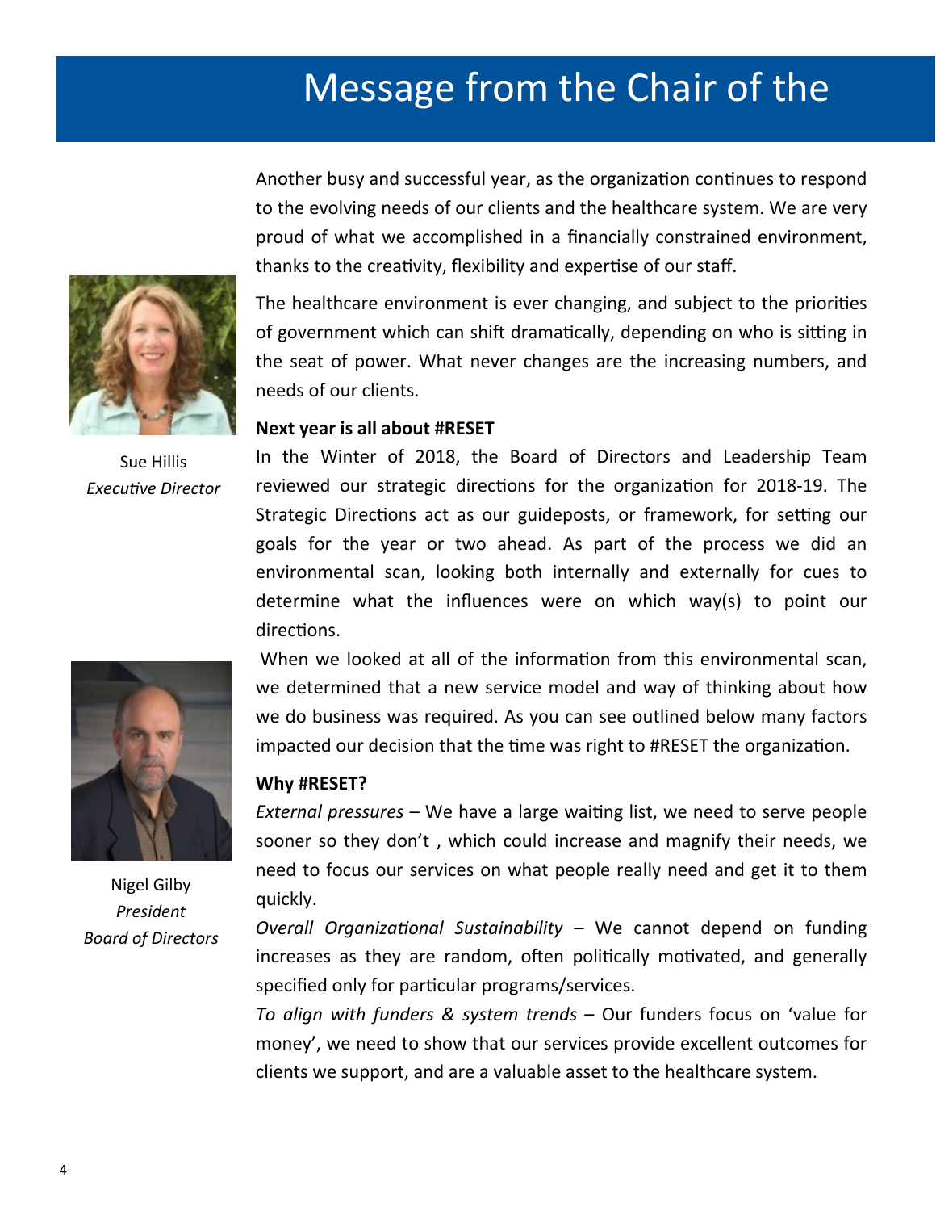# Message from the Chair of the

Sue Hillis
*Executive Director*

Nigel Gilby
*President*
*Board of Directors*

Another busy and successful year, as the organization continues to respond to the evolving needs of our clients and the healthcare system. We are very proud of what we accomplished in a financially constrained environment, thanks to the creativity, flexibility and expertise of our staff.

The healthcare environment is ever changing, and subject to the priorities of government which can shift dramatically, depending on who is sitting in the seat of power. What never changes are the increasing numbers, and needs of our clients.

**Next year is all about #RESET**

In the Winter of 2018, the Board of Directors and Leadership Team reviewed our strategic directions for the organization for 2018-19. The Strategic Directions act as our guideposts, or framework, for setting our goals for the year or two ahead. As part of the process we did an environmental scan, looking both internally and externally for cues to determine what the influences were on which way(s) to point our directions.

When we looked at all of the information from this environmental scan, we determined that a new service model and way of thinking about how we do business was required. As you can see outlined below many factors impacted our decision that the time was right to #RESET the organization.

**Why #RESET?**

*External pressures* – We have a large waiting list, we need to serve people sooner so they don't , which could increase and magnify their needs, we need to focus our services on what people really need and get it to them quickly.

*Overall Organizational Sustainability* – We cannot depend on funding increases as they are random, often politically motivated, and generally specified only for particular programs/services.

*To align with funders & system trends* – Our funders focus on 'value for money', we need to show that our services provide excellent outcomes for clients we support, and are a valuable asset to the healthcare system.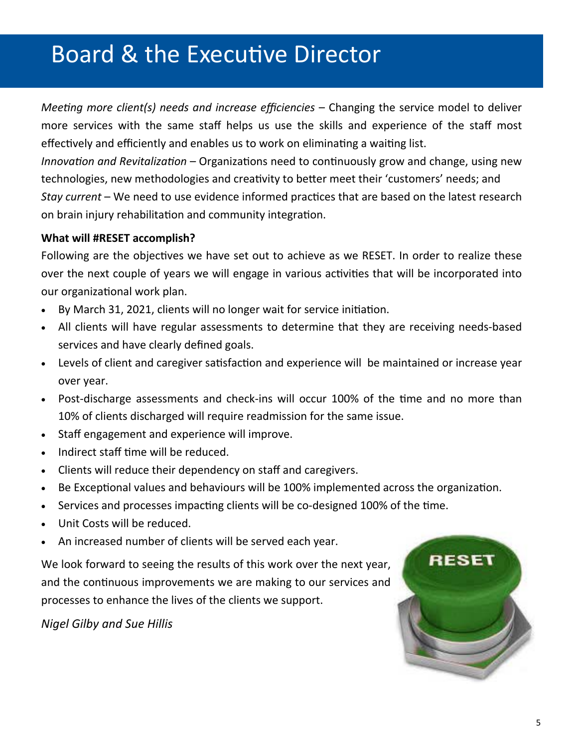# Board & the Executive Director

*Meeting more client(s) needs and increase efficiencies* – Changing the service model to deliver more services with the same staff helps us use the skills and experience of the staff most effectively and efficiently and enables us to work on eliminating a waiting list.

*Innovation and Revitalization* – Organizations need to continuously grow and change, using new technologies, new methodologies and creativity to better meet their 'customers' needs; and

*Stay current* – We need to use evidence informed practices that are based on the latest research on brain injury rehabilitation and community integration.

**What will #RESET accomplish?**

Following are the objectives we have set out to achieve as we RESET. In order to realize these over the next couple of years we will engage in various activities that will be incorporated into our organizational work plan.

- By March 31, 2021, clients will no longer wait for service initiation.
- All clients will have regular assessments to determine that they are receiving needs-based services and have clearly defined goals.
- Levels of client and caregiver satisfaction and experience will be maintained or increase year over year.
- Post-discharge assessments and check-ins will occur 100% of the time and no more than 10% of clients discharged will require readmission for the same issue.
- Staff engagement and experience will improve.
- Indirect staff time will be reduced.
- Clients will reduce their dependency on staff and caregivers.
- Be Exceptional values and behaviours will be 100% implemented across the organization.
- Services and processes impacting clients will be co-designed 100% of the time.
- Unit Costs will be reduced.
- An increased number of clients will be served each year.

We look forward to seeing the results of this work over the next year, and the continuous improvements we are making to our services and processes to enhance the lives of the clients we support.

*Nigel Gilby and Sue Hillis*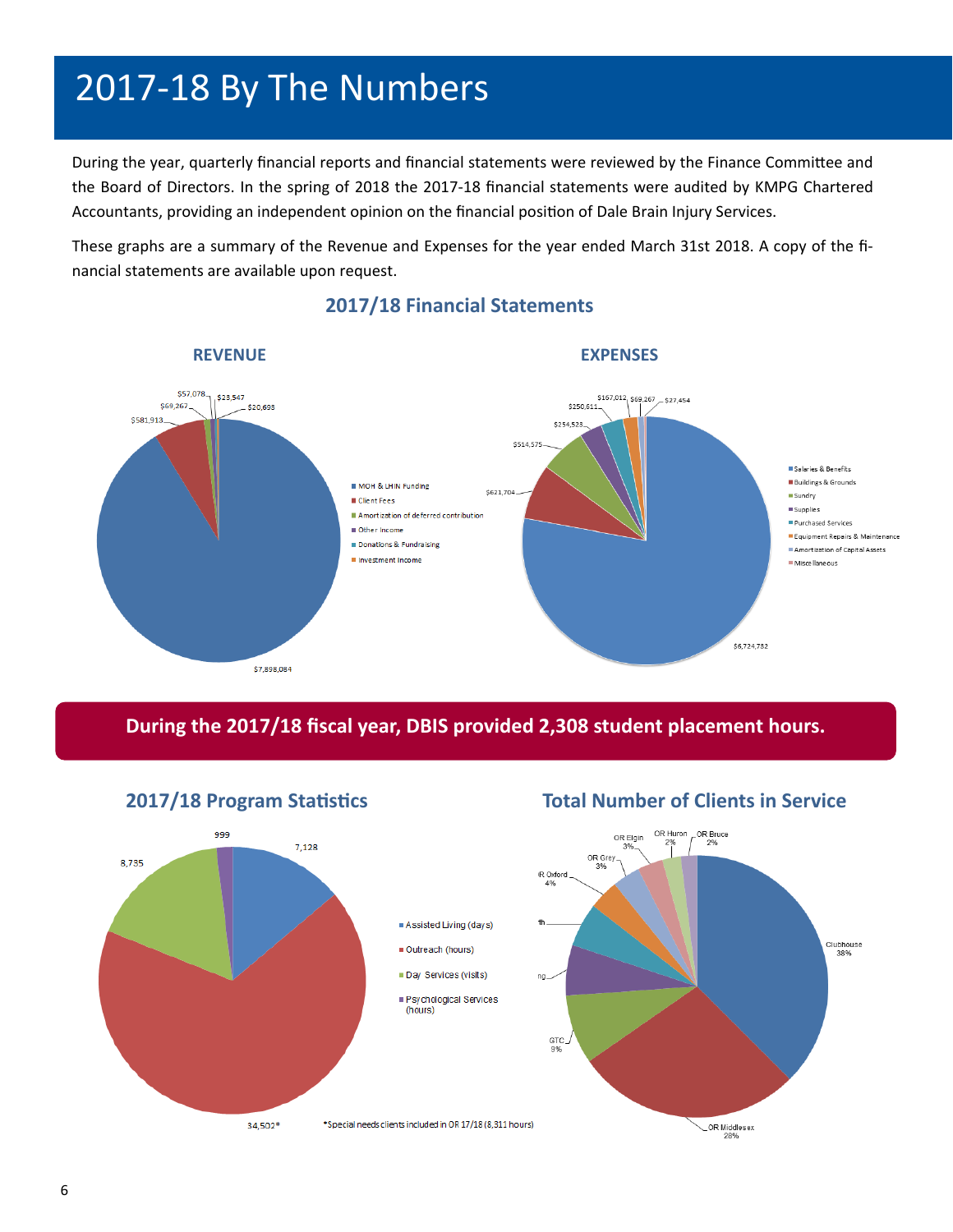# 2017-18 By The Numbers

During the year, quarterly financial reports and financial statements were reviewed by the Finance Committee and the Board of Directors. In the spring of 2018 the 2017-18 financial statements were audited by KMPG Chartered Accountants, providing an independent opinion on the financial position of Dale Brain Injury Services.

These graphs are a summary of the Revenue and Expenses for the year ended March 31st 2018. A copy of the financial statements are available upon request.

## 2017/18 Financial Statements

### REVENUE

- MOH & LHIN Funding: $7,898,084
- Client Fees: $581,913
- Amortization of deferred contribution: $69,267
- Other Income: $57,078
- Donations & Fundraising: $23,547
- Investment Income: $20,693

### EXPENSES

- Salaries & Benefits: $6,724,782
- Buildings & Grounds: $621,704
- Sundry: $514,575
- Supplies: $254,523
- Purchased Services: $250,611
- Equipment Repairs & Maintenance: $167,012
- Amortization of Capital Assets: $69,267
- Miscellaneous: $27,454

**During the 2017/18 fiscal year, DBIS provided 2,308 student placement hours.**

## 2017/18 Program Statistics

- Assisted Living (days): 7,128
- Outreach (hours): 34,502*
- Day Services (visits): 8,735
- Psychological Services (hours): 999

*Special needs clients included in OR 17/18 (8,311 hours)

## Total Number of Clients in Service

- Clubhouse: 38%
- OR Middlesex: 28%
- GTC: 9%
- ng
- th
- OR Oxford: 4%
- OR Grey: 3%
- OR Elgin: 3%
- OR Huron: 2%
- OR Bruce: 2%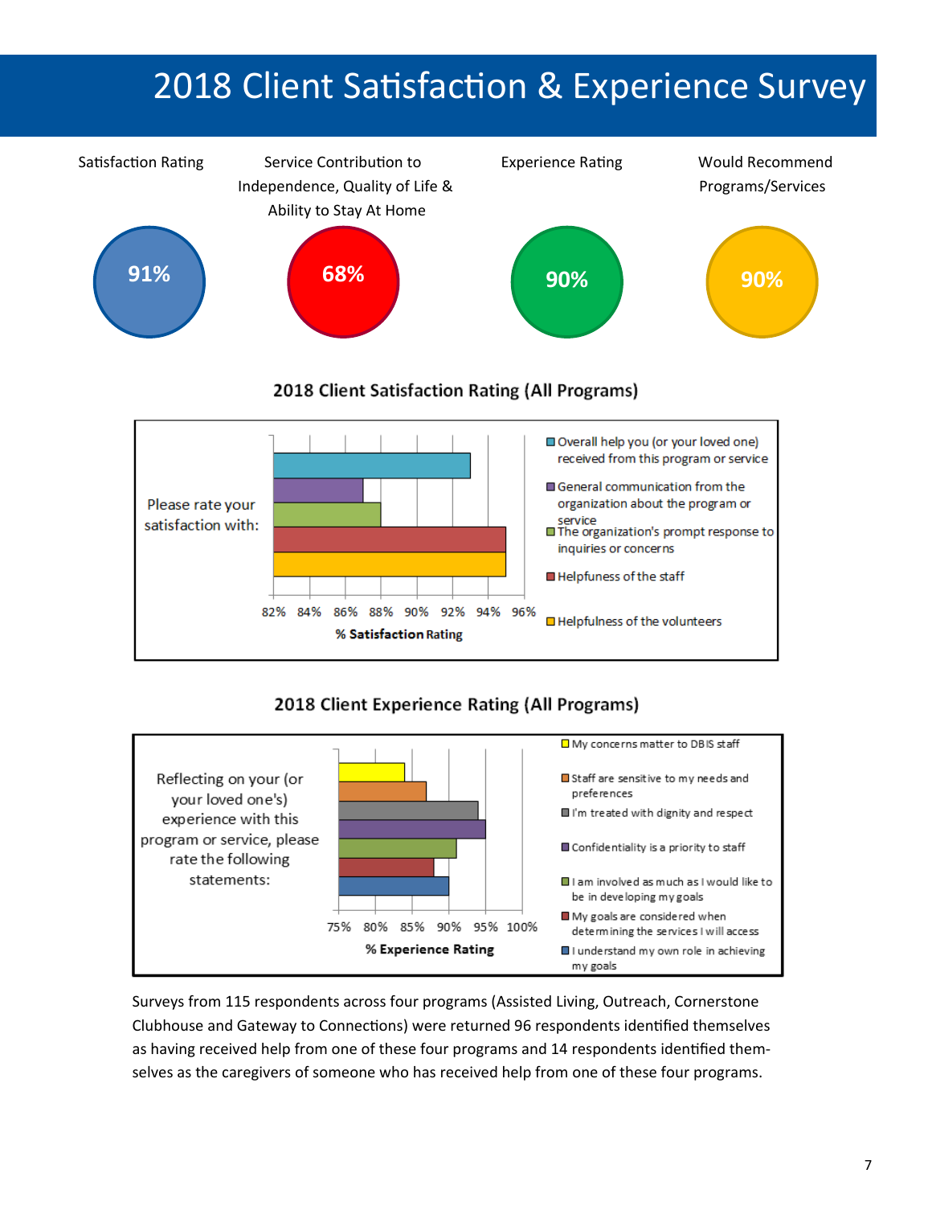# 2018 Client Satisfaction & Experience Survey

| Satisfaction Rating | Service Contribution to Independence, Quality of Life & Ability to Stay At Home | Experience Rating | Would Recommend Programs/Services |
|---|---|---|---|
| 91% | 68% | 90% | 90% |

## 2018 Client Satisfaction Rating (All Programs)

Please rate your satisfaction with:

- Overall help you (or your loved one) received from this program or service
- General communication from the organization about the program or service
- The organization's prompt response to inquiries or concerns
- Helpfuness of the staff
- Helpfulness of the volunteers

% Satisfaction Rating: 82% 84% 86% 88% 90% 92% 94% 96%

## 2018 Client Experience Rating (All Programs)

Reflecting on your (or your loved one's) experience with this program or service, please rate the following statements:

- My concerns matter to DBIS staff
- Staff are sensitive to my needs and preferences
- I'm treated with dignity and respect
- Confidentiality is a priority to staff
- I am involved as much as I would like to be in developing my goals
- My goals are considered when determining the services I will access
- I understand my own role in achieving my goals

% Experience Rating: 75% 80% 85% 90% 95% 100%

Surveys from 115 respondents across four programs (Assisted Living, Outreach, Cornerstone Clubhouse and Gateway to Connections) were returned 96 respondents identified themselves as having received help from one of these four programs and 14 respondents identified themselves as the caregivers of someone who has received help from one of these four programs.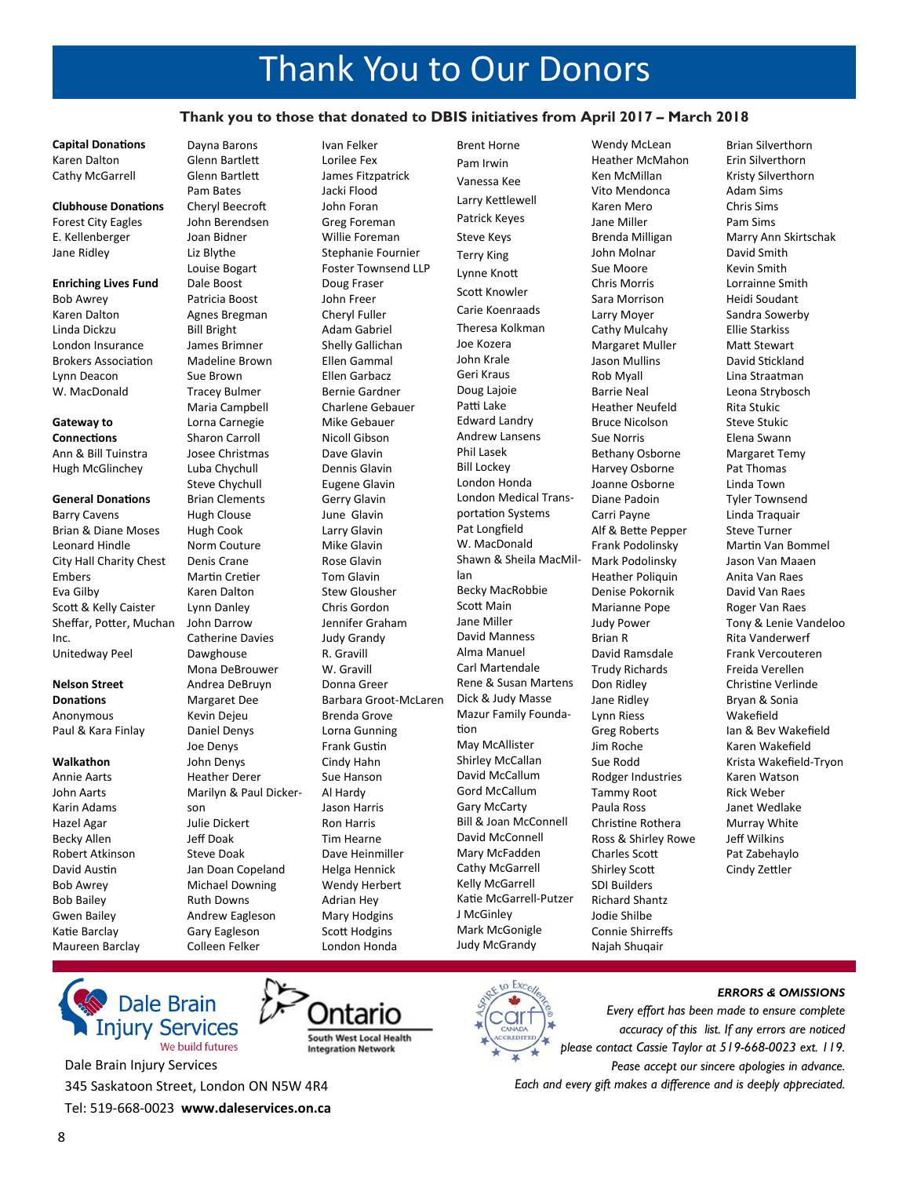# Thank You to Our Donors

**Thank you to those that donated to DBIS initiatives from April 2017 – March 2018**

**Capital Donations**
Karen Dalton
Cathy McGarrell

**Clubhouse Donations**
Forest City Eagles
E. Kellenberger
Jane Ridley

**Enriching Lives Fund**
Bob Awrey
Karen Dalton
Linda Dickzu
London Insurance Brokers Association
Lynn Deacon
W. MacDonald

**Gateway to Connections**
Ann & Bill Tuinstra
Hugh McGlinchey

**General Donations**
Barry Cavens
Brian & Diane Moses
Leonard Hindle
City Hall Charity Chest
Embers
Eva Gilby
Scott & Kelly Caister
Sheffar, Potter, Muchan Inc.
Unitedway Peel

**Nelson Street Donations**
Anonymous
Paul & Kara Finlay

**Walkathon**
Annie Aarts
John Aarts
Karin Adams
Hazel Agar
Becky Allen
Robert Atkinson
David Austin
Bob Awrey
Bob Bailey
Gwen Bailey
Katie Barclay
Maureen Barclay
Dayna Barons
Glenn Bartlett
Glenn Bartlett
Pam Bates
Cheryl Beecroft
John Berendsen
Joan Bidner
Liz Blythe
Louise Bogart
Dale Boost
Patricia Boost
Agnes Bregman
Bill Bright
James Brimner
Madeline Brown
Sue Brown
Tracey Bulmer
Maria Campbell
Lorna Carnegie
Sharon Carroll
Josee Christmas
Luba Chychull
Steve Chychull
Brian Clements
Hugh Clouse
Hugh Cook
Norm Couture
Denis Crane
Martin Cretier
Karen Dalton
Lynn Danley
John Darrow
Catherine Davies
Dawghouse
Mona DeBrouwer
Andrea DeBruyn
Margaret Dee
Kevin Dejeu
Daniel Denys
Joe Denys
John Denys
Heather Derer
Marilyn & Paul Dickerson
Julie Dickert
Jeff Doak
Steve Doak
Jan Doan Copeland
Michael Downing
Ruth Downs
Andrew Eagleson
Gary Eagleson
Colleen Felker
Ivan Felker
Lorilee Fex
James Fitzpatrick
Jacki Flood
John Foran
Greg Foreman
Willie Foreman
Stephanie Fournier
Foster Townsend LLP
Doug Fraser
John Freer
Cheryl Fuller
Adam Gabriel
Shelly Gallichan
Ellen Gammal
Ellen Garbacz
Bernie Gardner
Charlene Gebauer
Mike Gebauer
Nicoll Gibson
Dave Glavin
Dennis Glavin
Eugene Glavin
Gerry Glavin
June Glavin
Larry Glavin
Mike Glavin
Rose Glavin
Tom Glavin
Stew Glousher
Chris Gordon
Jennifer Graham
Judy Grandy
R. Gravill
W. Gravill
Donna Greer
Barbara Groot-McLaren
Brenda Grove
Lorna Gunning
Frank Gustin
Cindy Hahn
Sue Hanson
Al Hardy
Jason Harris
Ron Harris
Tim Hearne
Dave Heinmiller
Helga Hennick
Wendy Herbert
Adrian Hey
Mary Hodgins
Scott Hodgins
London Honda
Brent Horne
Pam Irwin
Vanessa Kee
Larry Kettlewell
Patrick Keyes
Steve Keys
Terry King
Lynne Knott
Scott Knowler
Carie Koenraads
Theresa Kolkman
Joe Kozera
John Krale
Geri Kraus
Doug Lajoie
Patti Lake
Edward Landry
Andrew Lansens
Phil Lasek
Bill Lockey
London Honda
London Medical Transportation Systems
Pat Longfield
W. MacDonald
Shawn & Sheila MacMillan
Becky MacRobbie
Scott Main
Jane Miller
David Manness
Alma Manuel
Carl Martendale
Rene & Susan Martens
Dick & Judy Masse
Mazur Family Foundation
May McAllister
Shirley McCallan
David McCallum
Gord McCallum
Gary McCarty
Bill & Joan McConnell
David McConnell
Mary McFadden
Cathy McGarrell
Kelly McGarrell
Katie McGarrell-Putzer
J McGinley
Mark McGonigle
Judy McGrandy
Wendy McLean
Heather McMahon
Ken McMillan
Vito Mendonca
Karen Mero
Jane Miller
Brenda Milligan
John Molnar
Sue Moore
Chris Morris
Sara Morrison
Larry Moyer
Cathy Mulcahy
Margaret Muller
Jason Mullins
Rob Myall
Barrie Neal
Heather Neufeld
Bruce Nicolson
Sue Norris
Bethany Osborne
Harvey Osborne
Joanne Osborne
Diane Padoin
Carri Payne
Alf & Bette Pepper
Frank Podolinsky
Mark Podolinsky
Heather Poliquin
Denise Pokornik
Marianne Pope
Judy Power
Brian R
David Ramsdale
Trudy Richards
Don Ridley
Jane Ridley
Lynn Riess
Greg Roberts
Jim Roche
Sue Rodd
Rodger Industries
Tammy Root
Paula Ross
Christine Rothera
Ross & Shirley Rowe
Charles Scott
Shirley Scott
SDI Builders
Richard Shantz
Jodie Shilbe
Connie Shirreffs
Najah Shuqair
Brian Silverthorn
Erin Silverthorn
Kristy Silverthorn
Adam Sims
Chris Sims
Pam Sims
Marry Ann Skirtschak
David Smith
Kevin Smith
Lorrainne Smith
Heidi Soudant
Sandra Sowerby
Ellie Starkiss
Matt Stewart
David Stickland
Lina Straatman
Leona Strybosch
Rita Stukic
Steve Stukic
Elena Swann
Margaret Temy
Pat Thomas
Linda Town
Tyler Townsend
Linda Traquair
Steve Turner
Martin Van Bommel
Jason Van Maaen
Anita Van Raes
David Van Raes
Roger Van Raes
Tony & Lenie Vandeloo
Rita Vanderwerf
Frank Vercouteren
Freida Verellen
Christine Verlinde
Bryan & Sonia Wakefield
Ian & Bev Wakefield
Karen Wakefield
Krista Wakefield-Tryon
Karen Watson
Rick Weber
Janet Wedlake
Murray White
Jeff Wilkins
Pat Zabehaylo
Cindy Zettler

Dale Brain Injury Services
We build futures

Ontario
South West Local Health Integration Network

Aspire to Excellence
CARF Canada Accredited

Dale Brain Injury Services
345 Saskatoon Street, London ON N5W 4R4
Tel: 519-668-0023 **www.daleservices.on.ca**

***ERRORS & OMISSIONS***

*Every effort has been made to ensure complete accuracy of this list. If any errors are noticed please contact Cassie Taylor at 519-668-0023 ext. 119. Pease accept our sincere apologies in advance. Each and every gift makes a difference and is deeply appreciated.*